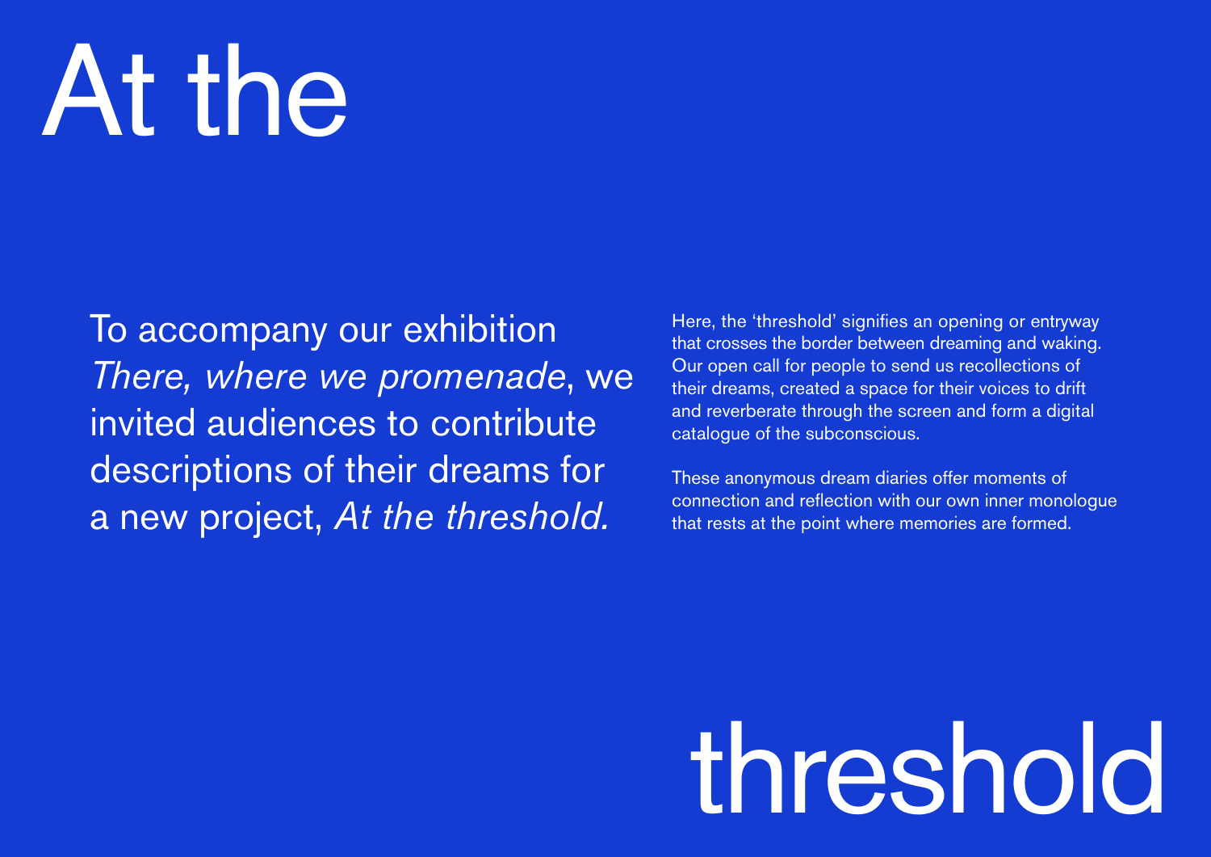# At the threshold

To accompany our exhibition *There, where we promenade*, we invited audiences to contribute descriptions of their dreams for a new project, *At the threshold.*

Here, the ‘threshold’ signifies an opening or entryway that crosses the border between dreaming and waking. Our open call for people to send us recollections of their dreams, created a space for their voices to drift and reverberate through the screen and form a digital catalogue of the subconscious.

These anonymous dream diaries offer moments of connection and reflection with our own inner monologue that rests at the point where memories are formed.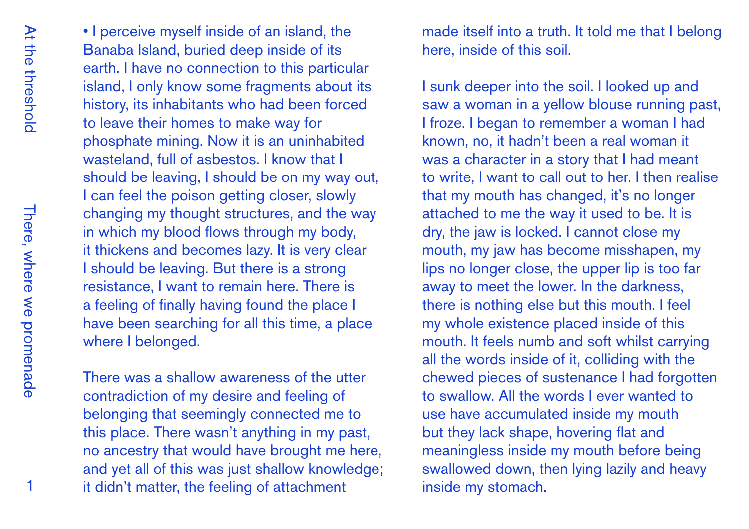• I perceive myself inside of an island, the Banaba Island, buried deep inside of its earth. I have no connection to this particular island, I only know some fragments about its history, its inhabitants who had been forced to leave their homes to make way for phosphate mining. Now it is an uninhabited wasteland, full of asbestos. I know that I should be leaving, I should be on my way out, I can feel the poison getting closer, slowly changing my thought structures, and the way in which my blood flows through my body, it thickens and becomes lazy. It is very clear I should be leaving. But there is a strong resistance, I want to remain here. There is a feeling of finally having found the place I have been searching for all this time, a place where I belonged.

There was a shallow awareness of the utter contradiction of my desire and feeling of belonging that seemingly connected me to this place. There wasn't anything in my past, no ancestry that would have brought me here, and yet all of this was just shallow knowledge; it didn't matter, the feeling of attachment made itself into a truth. It told me that I belong here, inside of this soil.

I sunk deeper into the soil. I looked up and saw a woman in a yellow blouse running past, I froze. I began to remember a woman I had known, no, it hadn't been a real woman it was a character in a story that I had meant to write, I want to call out to her. I then realise that my mouth has changed, it's no longer attached to me the way it used to be. It is dry, the jaw is locked. I cannot close my mouth, my jaw has become misshapen, my lips no longer close, the upper lip is too far away to meet the lower. In the darkness, there is nothing else but this mouth. I feel my whole existence placed inside of this mouth. It feels numb and soft whilst carrying all the words inside of it, colliding with the chewed pieces of sustenance I had forgotten to swallow. All the words I ever wanted to use have accumulated inside my mouth but they lack shape, hovering flat and meaningless inside my mouth before being swallowed down, then lying lazily and heavy inside my stomach.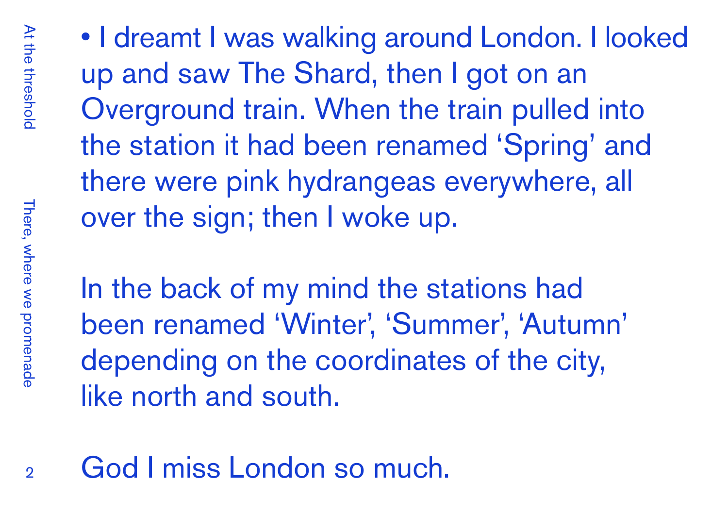• I dreamt I was walking around London. I looked up and saw The Shard, then I got on an Overground train. When the train pulled into the station it had been renamed ‘Spring’ and there were pink hydrangeas everywhere, all over the sign; then I woke up.

In the back of my mind the stations had been renamed ‘Winter’, ‘Summer’, ‘Autumn’ depending on the coordinates of the city, like north and south.

God I miss London so much.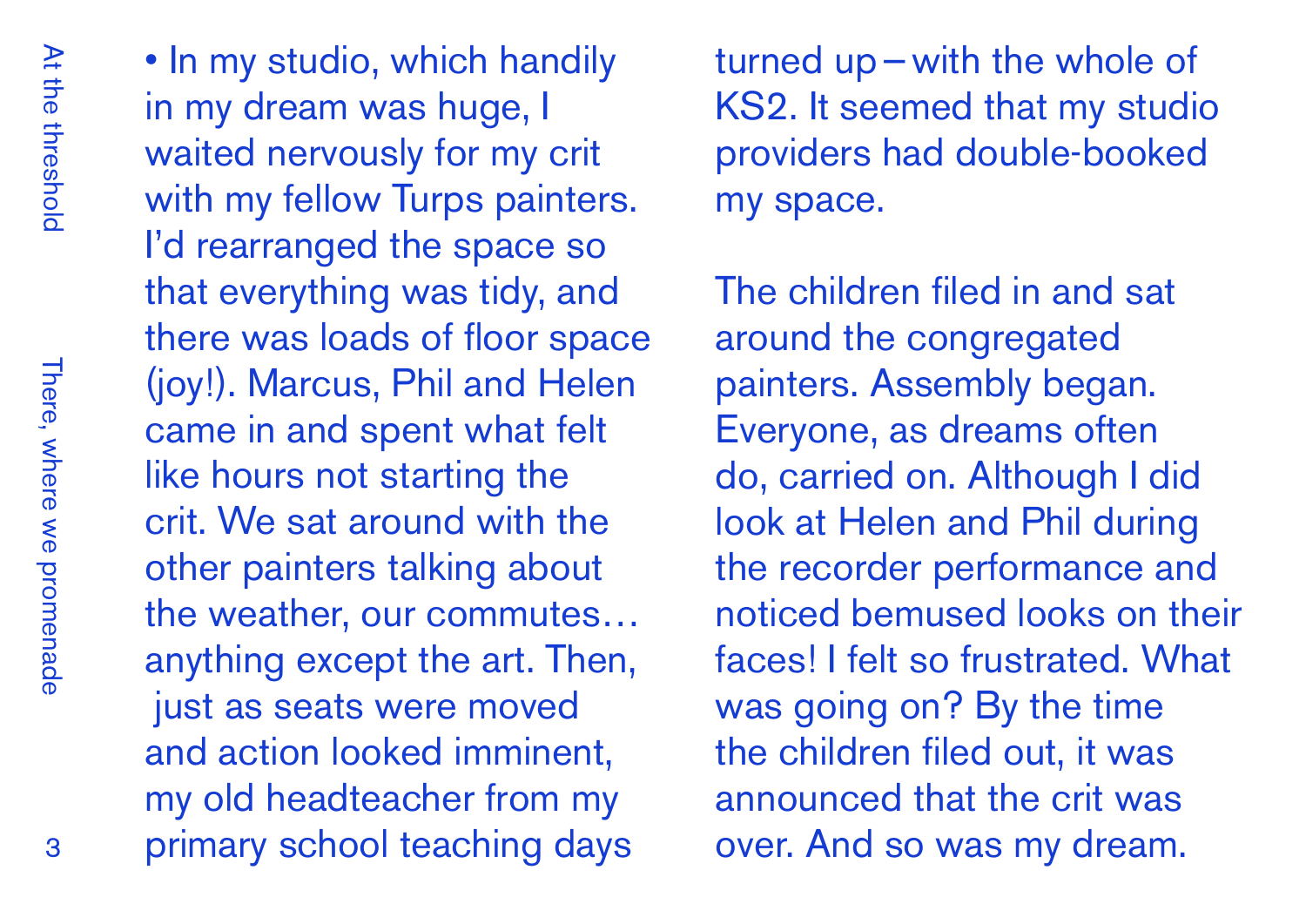• In my studio, which handily in my dream was huge, I waited nervously for my crit with my fellow Turps painters. I'd rearranged the space so that everything was tidy, and there was loads of floor space (joy!). Marcus, Phil and Helen came in and spent what felt like hours not starting the crit. We sat around with the other painters talking about the weather, our commutes… anything except the art. Then, just as seats were moved and action looked imminent, my old headteacher from my primary school teaching days turned up – with the whole of KS2. It seemed that my studio providers had double-booked my space.

The children filed in and sat around the congregated painters. Assembly began. Everyone, as dreams often do, carried on. Although I did look at Helen and Phil during the recorder performance and noticed bemused looks on their faces! I felt so frustrated. What was going on? By the time the children filed out, it was announced that the crit was over. And so was my dream.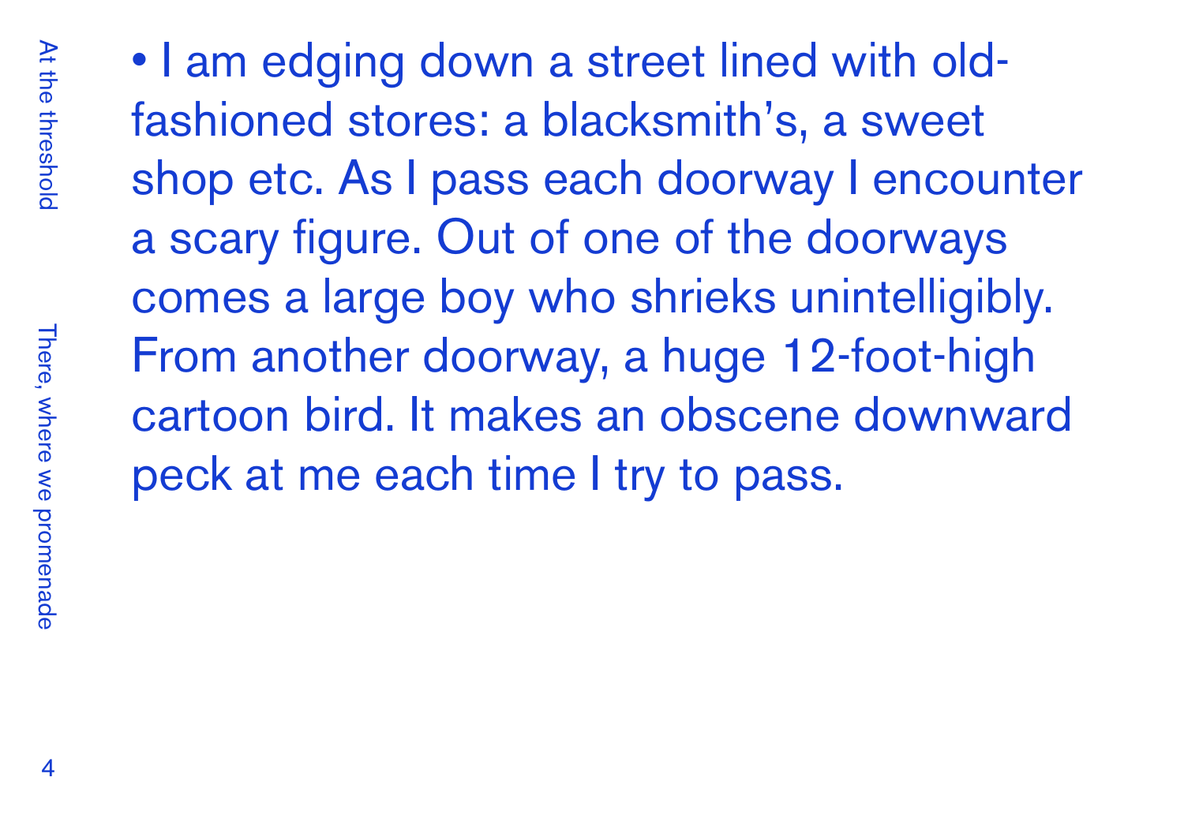• I am edging down a street lined with old-fashioned stores: a blacksmith's, a sweet shop etc. As I pass each doorway I encounter a scary figure. Out of one of the doorways comes a large boy who shrieks unintelligibly. From another doorway, a huge 12-foot-high cartoon bird. It makes an obscene downward peck at me each time I try to pass.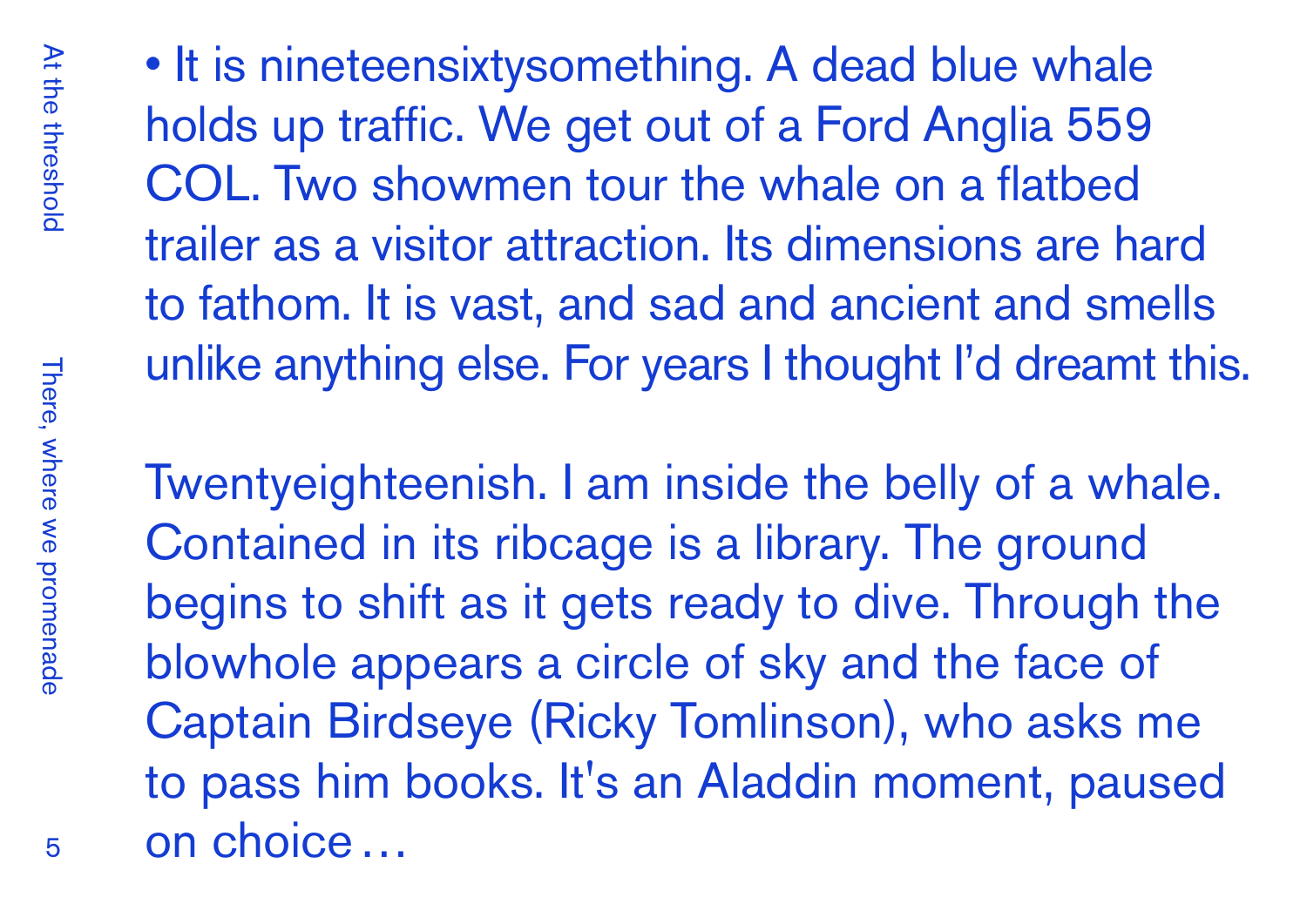• It is nineteensixtysomething. A dead blue whale holds up traffic. We get out of a Ford Anglia 559 COL. Two showmen tour the whale on a flatbed trailer as a visitor attraction. Its dimensions are hard to fathom. It is vast, and sad and ancient and smells unlike anything else. For years I thought I'd dreamt this.

Twentyeighteenish. I am inside the belly of a whale. Contained in its ribcage is a library. The ground begins to shift as it gets ready to dive. Through the blowhole appears a circle of sky and the face of Captain Birdseye (Ricky Tomlinson), who asks me to pass him books. It's an Aladdin moment, paused on choice …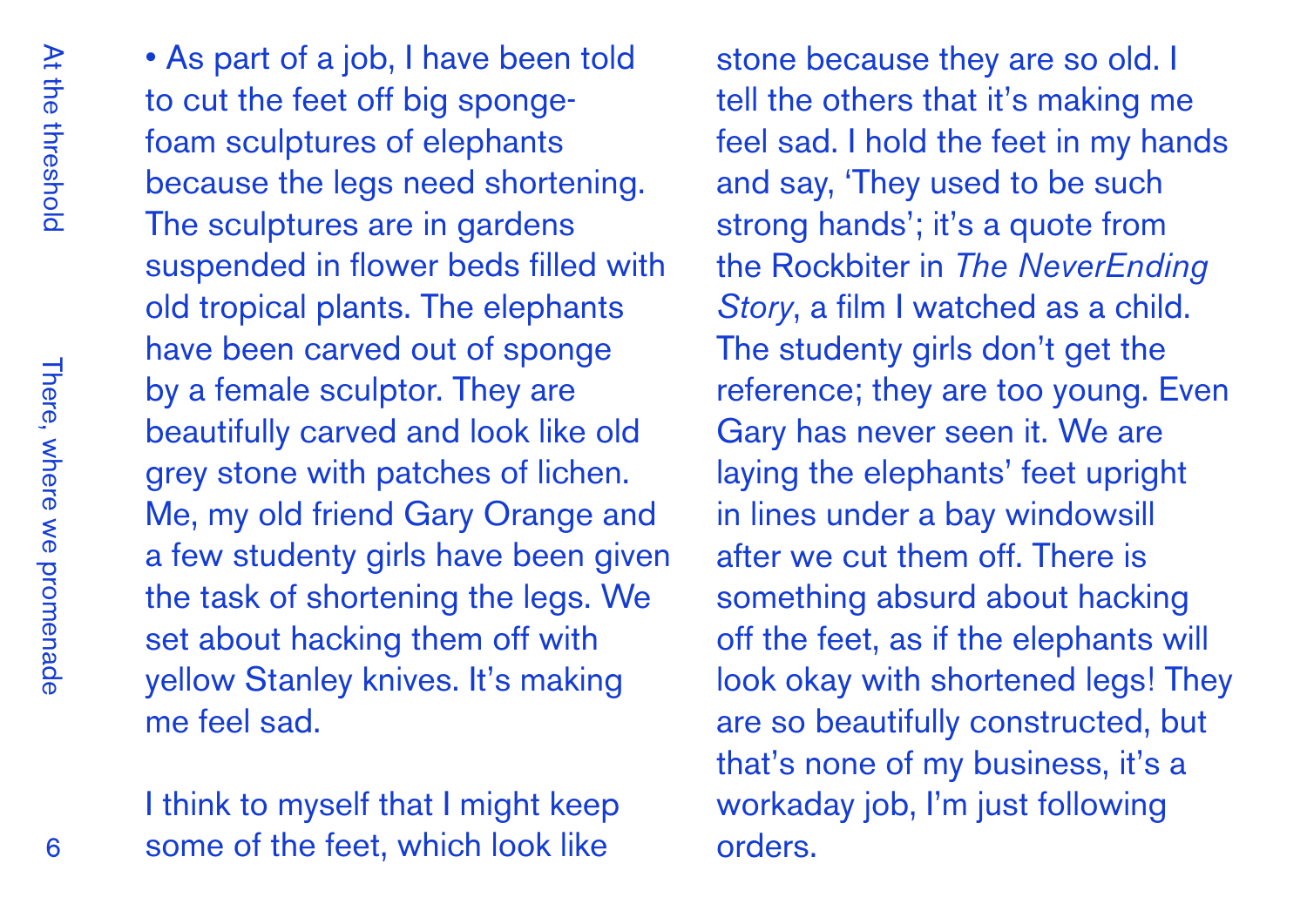• As part of a job, I have been told to cut the feet off big sponge-foam sculptures of elephants because the legs need shortening. The sculptures are in gardens suspended in flower beds filled with old tropical plants. The elephants have been carved out of sponge by a female sculptor. They are beautifully carved and look like old grey stone with patches of lichen. Me, my old friend Gary Orange and a few studenty girls have been given the task of shortening the legs. We set about hacking them off with yellow Stanley knives. It's making me feel sad.

I think to myself that I might keep some of the feet, which look like stone because they are so old. I tell the others that it's making me feel sad. I hold the feet in my hands and say, 'They used to be such strong hands'; it's a quote from the Rockbiter in *The NeverEnding Story*, a film I watched as a child. The studenty girls don't get the reference; they are too young. Even Gary has never seen it. We are laying the elephants' feet upright in lines under a bay windowsill after we cut them off. There is something absurd about hacking off the feet, as if the elephants will look okay with shortened legs! They are so beautifully constructed, but that's none of my business, it's a workaday job, I'm just following orders.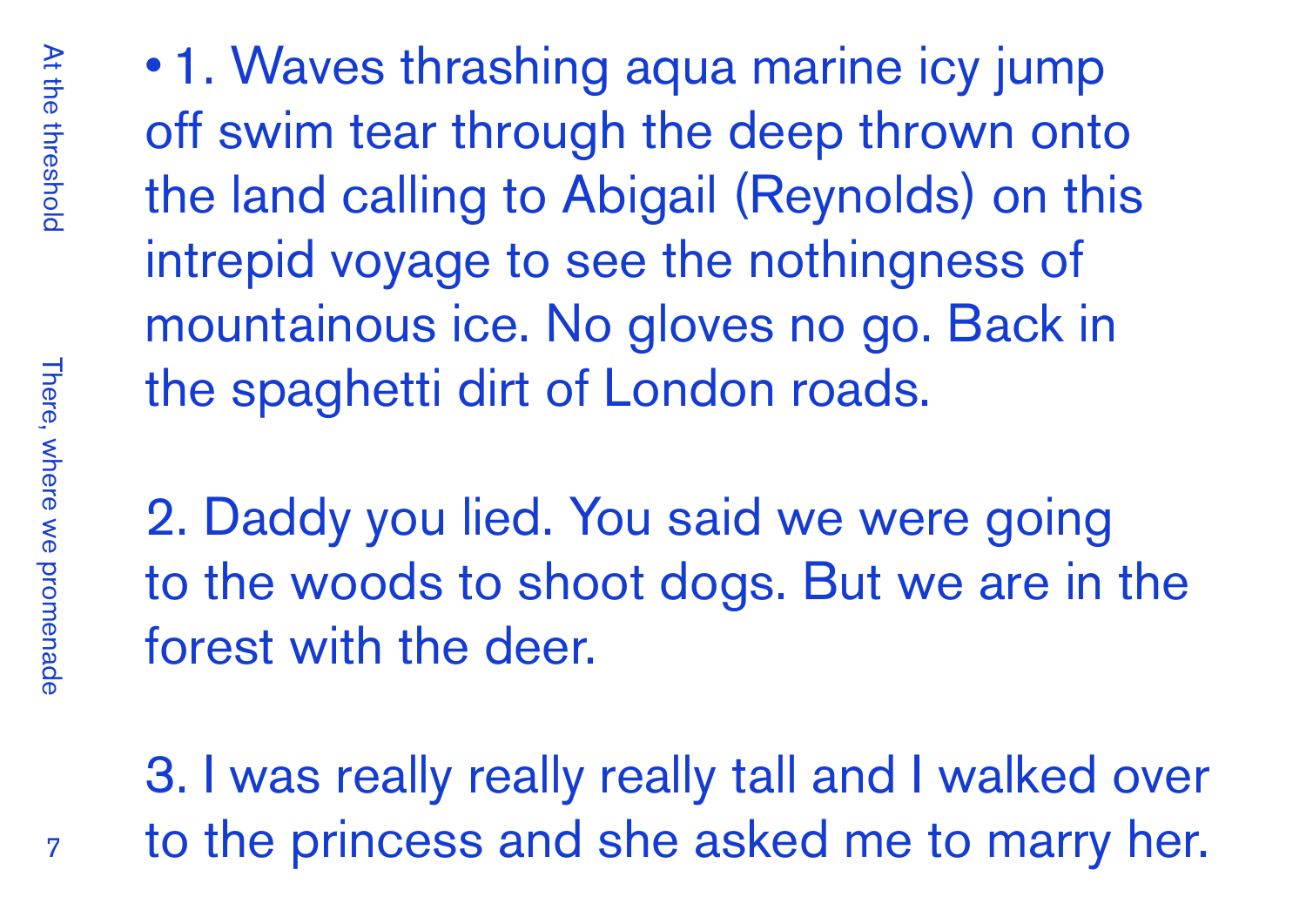• 1. Waves thrashing aqua marine icy jump off swim tear through the deep thrown onto the land calling to Abigail (Reynolds) on this intrepid voyage to see the nothingness of mountainous ice. No gloves no go. Back in the spaghetti dirt of London roads.

2. Daddy you lied. You said we were going to the woods to shoot dogs. But we are in the forest with the deer.

3. I was really really really tall and I walked over to the princess and she asked me to marry her.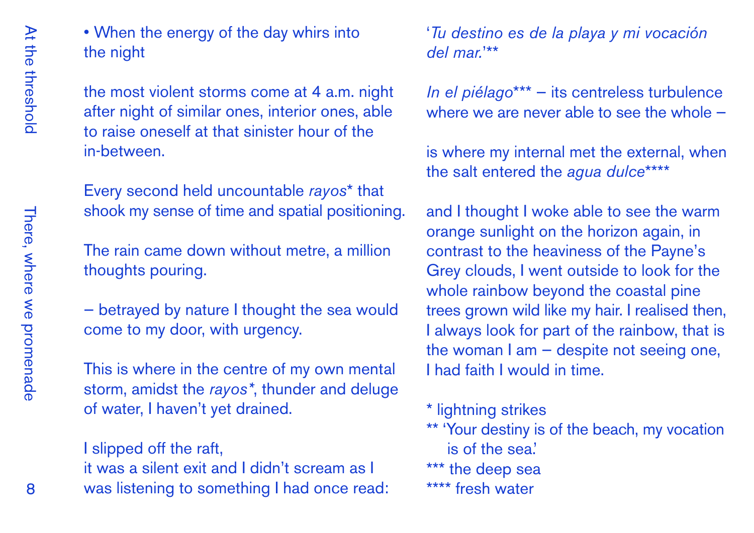• When the energy of the day whirs into the night

the most violent storms come at 4 a.m. night after night of similar ones, interior ones, able to raise oneself at that sinister hour of the in-between.

Every second held uncountable *rayos** that shook my sense of time and spatial positioning.

The rain came down without metre, a million thoughts pouring.

– betrayed by nature I thought the sea would come to my door, with urgency.

This is where in the centre of my own mental storm, amidst the *rayos**, thunder and deluge of water, I haven't yet drained.

I slipped off the raft,
it was a silent exit and I didn't scream as I was listening to something I had once read:

'*Tu destino es de la playa y mi vocación del mar.*'**

*In el piélago**** – its centreless turbulence where we are never able to see the whole –

is where my internal met the external, when the salt entered the *agua dulce*****

and I thought I woke able to see the warm orange sunlight on the horizon again, in contrast to the heaviness of the Payne's Grey clouds, I went outside to look for the whole rainbow beyond the coastal pine trees grown wild like my hair. I realised then, I always look for part of the rainbow, that is the woman I am – despite not seeing one, I had faith I would in time.

* lightning strikes
** 'Your destiny is of the beach, my vocation is of the sea.'
*** the deep sea
**** fresh water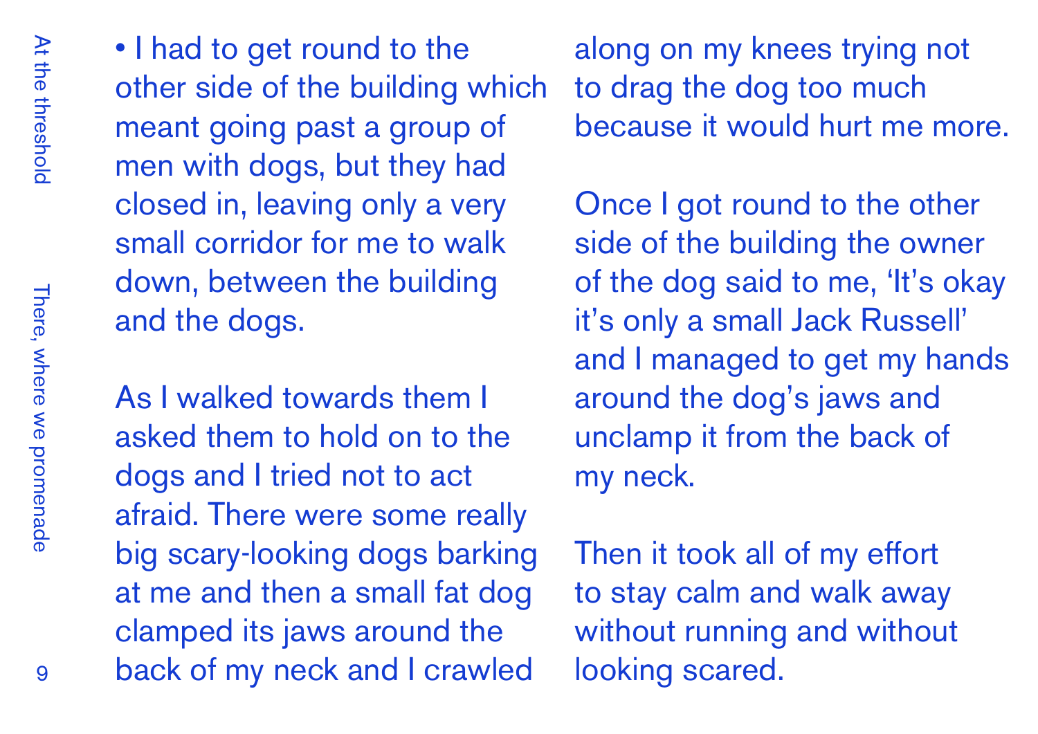• I had to get round to the other side of the building which meant going past a group of men with dogs, but they had closed in, leaving only a very small corridor for me to walk down, between the building and the dogs.

As I walked towards them I asked them to hold on to the dogs and I tried not to act afraid. There were some really big scary-looking dogs barking at me and then a small fat dog clamped its jaws around the back of my neck and I crawled along on my knees trying not to drag the dog too much because it would hurt me more.

Once I got round to the other side of the building the owner of the dog said to me, 'It's okay it's only a small Jack Russell' and I managed to get my hands around the dog's jaws and unclamp it from the back of my neck.

Then it took all of my effort to stay calm and walk away without running and without looking scared.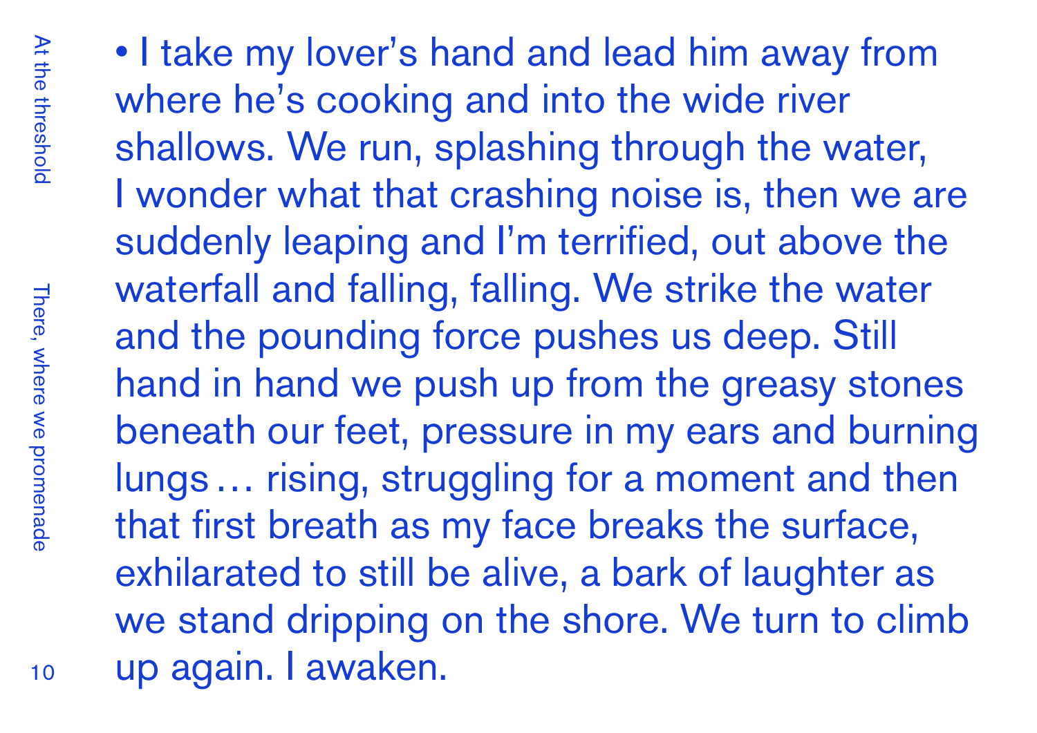• I take my lover's hand and lead him away from where he's cooking and into the wide river shallows. We run, splashing through the water, I wonder what that crashing noise is, then we are suddenly leaping and I'm terrified, out above the waterfall and falling, falling. We strike the water and the pounding force pushes us deep. Still hand in hand we push up from the greasy stones beneath our feet, pressure in my ears and burning lungs … rising, struggling for a moment and then that first breath as my face breaks the surface, exhilarated to still be alive, a bark of laughter as we stand dripping on the shore. We turn to climb up again. I awaken.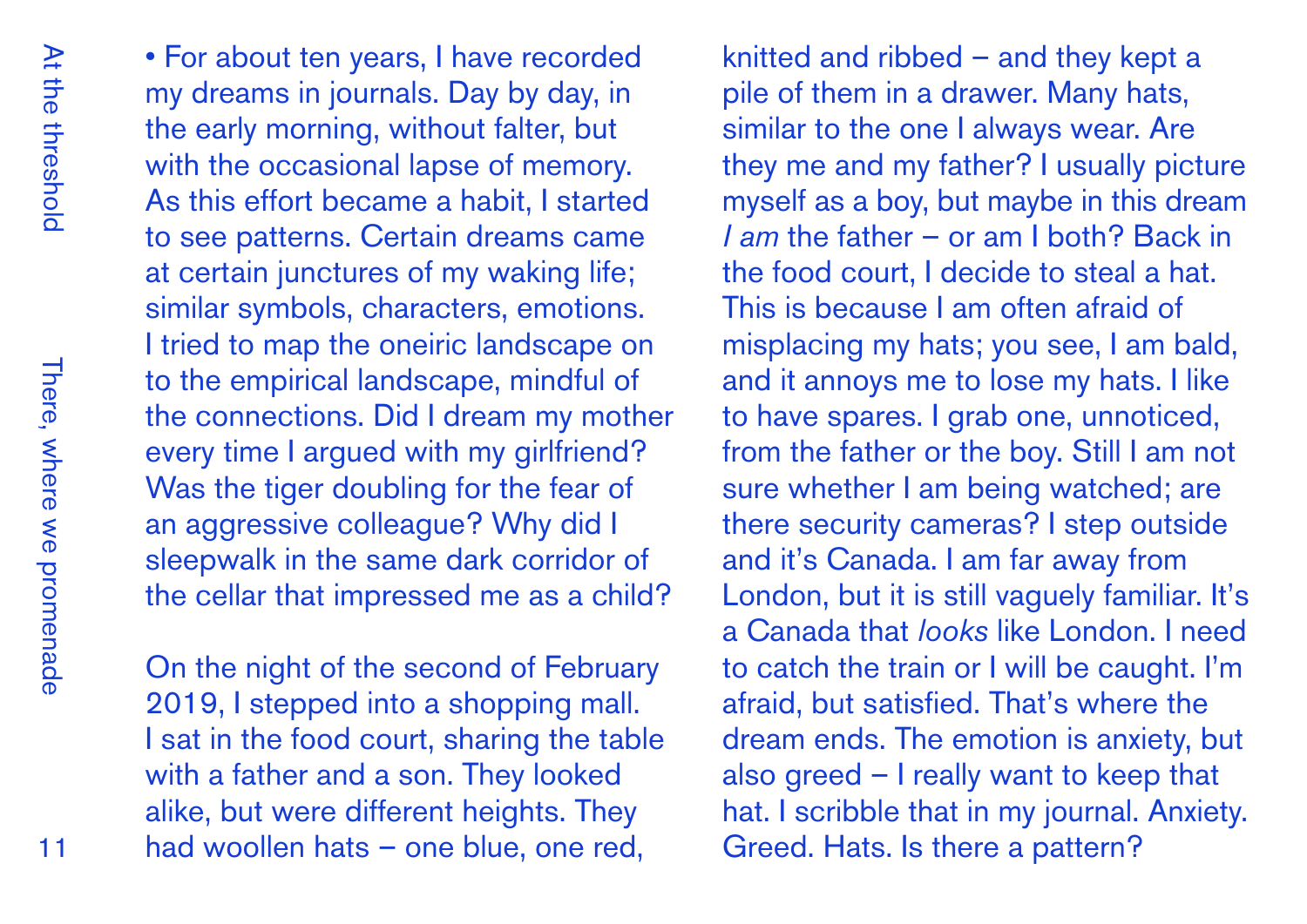• For about ten years, I have recorded my dreams in journals. Day by day, in the early morning, without falter, but with the occasional lapse of memory. As this effort became a habit, I started to see patterns. Certain dreams came at certain junctures of my waking life; similar symbols, characters, emotions. I tried to map the oneiric landscape on to the empirical landscape, mindful of the connections. Did I dream my mother every time I argued with my girlfriend? Was the tiger doubling for the fear of an aggressive colleague? Why did I sleepwalk in the same dark corridor of the cellar that impressed me as a child?

On the night of the second of February 2019, I stepped into a shopping mall. I sat in the food court, sharing the table with a father and a son. They looked alike, but were different heights. They had woollen hats – one blue, one red, knitted and ribbed – and they kept a pile of them in a drawer. Many hats, similar to the one I always wear. Are they me and my father? I usually picture myself as a boy, but maybe in this dream *I am* the father – or am I both? Back in the food court, I decide to steal a hat. This is because I am often afraid of misplacing my hats; you see, I am bald, and it annoys me to lose my hats. I like to have spares. I grab one, unnoticed, from the father or the boy. Still I am not sure whether I am being watched; are there security cameras? I step outside and it's Canada. I am far away from London, but it is still vaguely familiar. It's a Canada that *looks* like London. I need to catch the train or I will be caught. I'm afraid, but satisfied. That's where the dream ends. The emotion is anxiety, but also greed – I really want to keep that hat. I scribble that in my journal. Anxiety. Greed. Hats. Is there a pattern?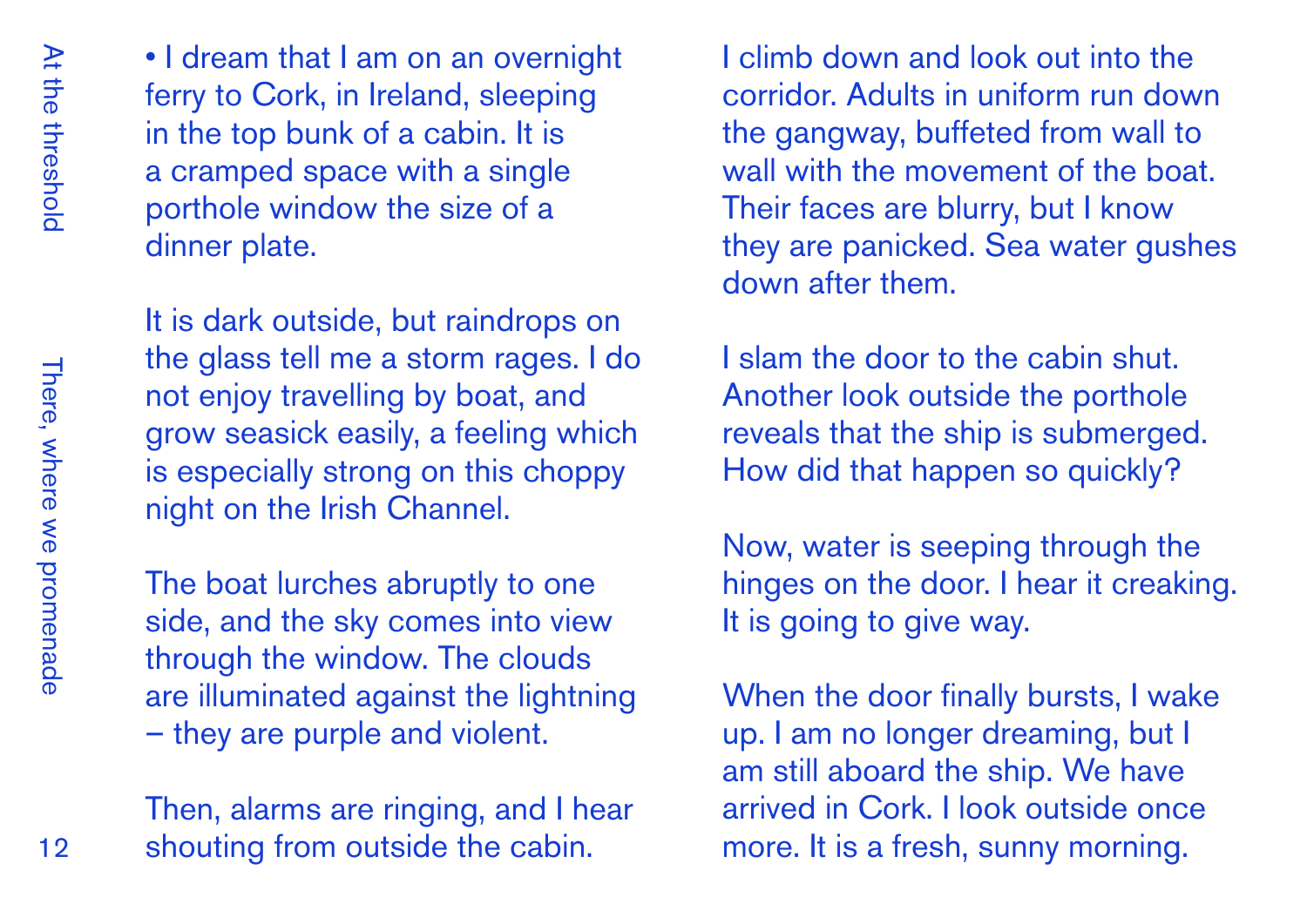• I dream that I am on an overnight ferry to Cork, in Ireland, sleeping in the top bunk of a cabin. It is a cramped space with a single porthole window the size of a dinner plate.

It is dark outside, but raindrops on the glass tell me a storm rages. I do not enjoy travelling by boat, and grow seasick easily, a feeling which is especially strong on this choppy night on the Irish Channel.

The boat lurches abruptly to one side, and the sky comes into view through the window. The clouds are illuminated against the lightning – they are purple and violent.

Then, alarms are ringing, and I hear shouting from outside the cabin. I climb down and look out into the corridor. Adults in uniform run down the gangway, buffeted from wall to wall with the movement of the boat. Their faces are blurry, but I know they are panicked. Sea water gushes down after them.

I slam the door to the cabin shut. Another look outside the porthole reveals that the ship is submerged. How did that happen so quickly?

Now, water is seeping through the hinges on the door. I hear it creaking. It is going to give way.

When the door finally bursts, I wake up. I am no longer dreaming, but I am still aboard the ship. We have arrived in Cork. I look outside once more. It is a fresh, sunny morning.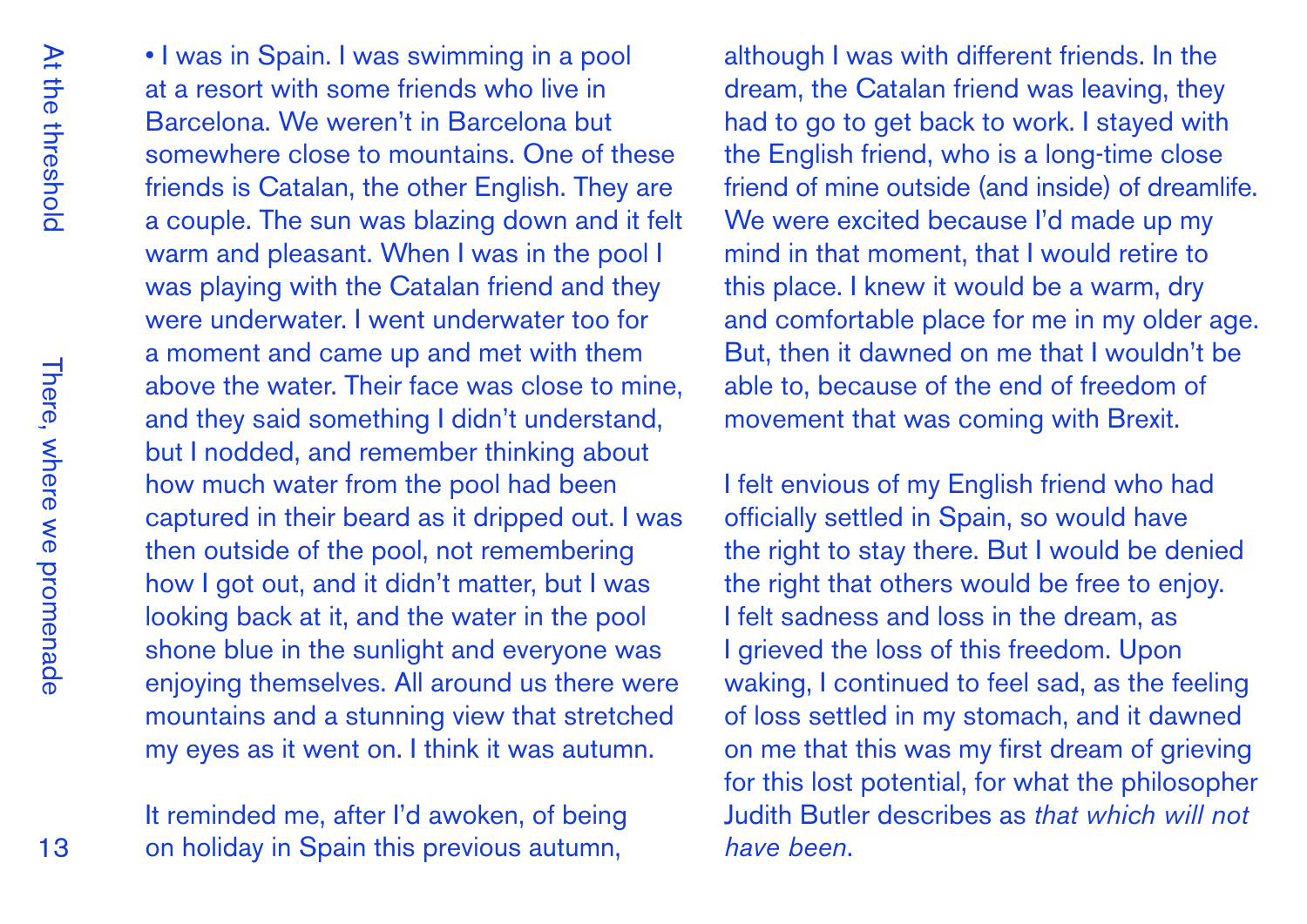• I was in Spain. I was swimming in a pool at a resort with some friends who live in Barcelona. We weren't in Barcelona but somewhere close to mountains. One of these friends is Catalan, the other English. They are a couple. The sun was blazing down and it felt warm and pleasant. When I was in the pool I was playing with the Catalan friend and they were underwater. I went underwater too for a moment and came up and met with them above the water. Their face was close to mine, and they said something I didn't understand, but I nodded, and remember thinking about how much water from the pool had been captured in their beard as it dripped out. I was then outside of the pool, not remembering how I got out, and it didn't matter, but I was looking back at it, and the water in the pool shone blue in the sunlight and everyone was enjoying themselves. All around us there were mountains and a stunning view that stretched my eyes as it went on. I think it was autumn.

It reminded me, after I'd awoken, of being on holiday in Spain this previous autumn, although I was with different friends. In the dream, the Catalan friend was leaving, they had to go to get back to work. I stayed with the English friend, who is a long-time close friend of mine outside (and inside) of dreamlife. We were excited because I'd made up my mind in that moment, that I would retire to this place. I knew it would be a warm, dry and comfortable place for me in my older age. But, then it dawned on me that I wouldn't be able to, because of the end of freedom of movement that was coming with Brexit.

I felt envious of my English friend who had officially settled in Spain, so would have the right to stay there. But I would be denied the right that others would be free to enjoy. I felt sadness and loss in the dream, as I grieved the loss of this freedom. Upon waking, I continued to feel sad, as the feeling of loss settled in my stomach, and it dawned on me that this was my first dream of grieving for this lost potential, for what the philosopher Judith Butler describes as *that which will not have been*.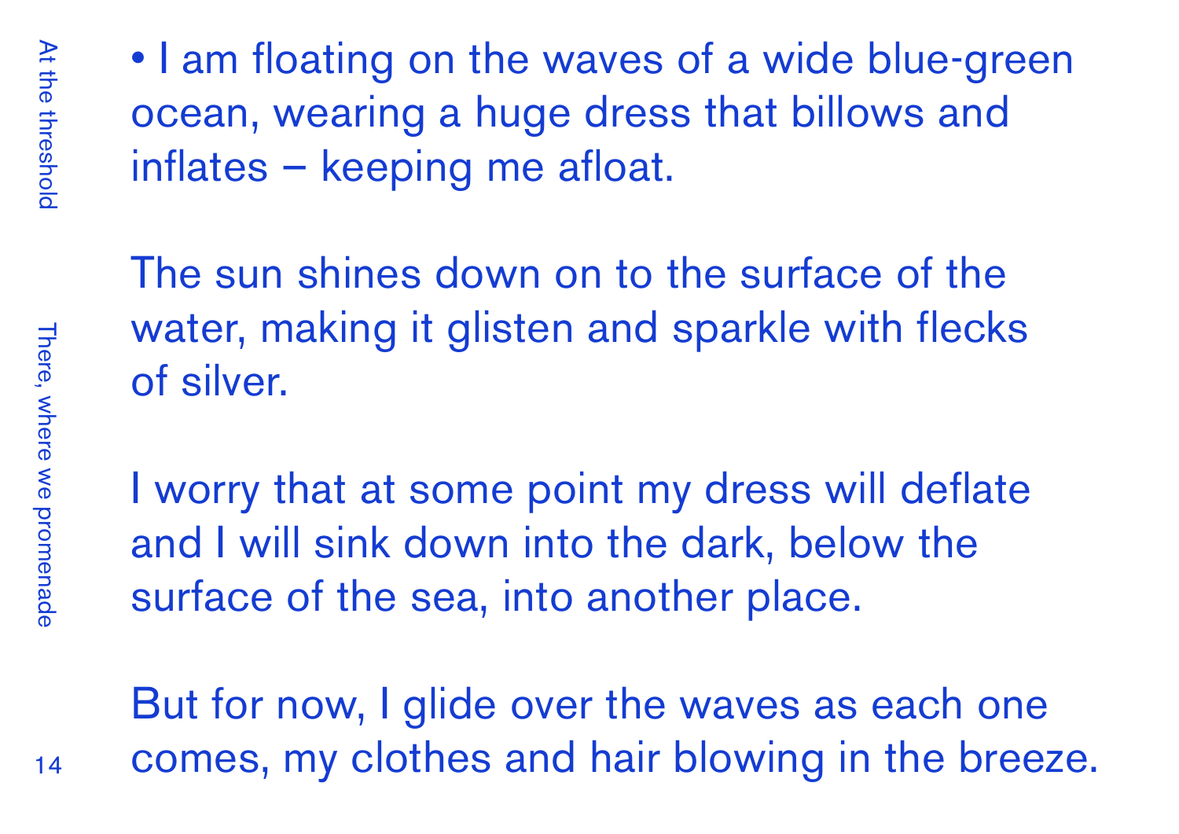• I am floating on the waves of a wide blue-green ocean, wearing a huge dress that billows and inflates – keeping me afloat.

The sun shines down on to the surface of the water, making it glisten and sparkle with flecks of silver.

I worry that at some point my dress will deflate and I will sink down into the dark, below the surface of the sea, into another place.

But for now, I glide over the waves as each one comes, my clothes and hair blowing in the breeze.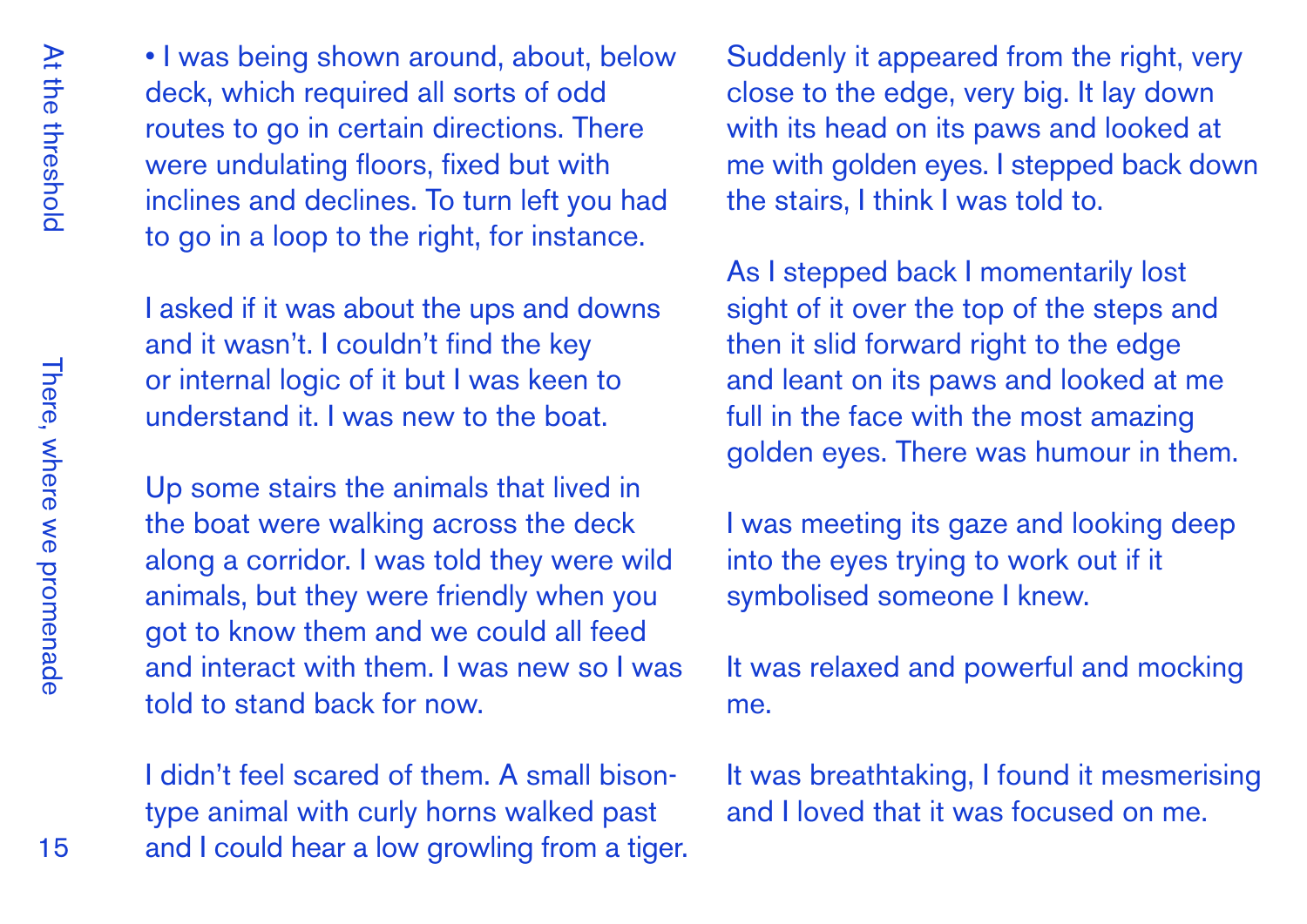• I was being shown around, about, below deck, which required all sorts of odd routes to go in certain directions. There were undulating floors, fixed but with inclines and declines. To turn left you had to go in a loop to the right, for instance.

I asked if it was about the ups and downs and it wasn't. I couldn't find the key or internal logic of it but I was keen to understand it. I was new to the boat.

Up some stairs the animals that lived in the boat were walking across the deck along a corridor. I was told they were wild animals, but they were friendly when you got to know them and we could all feed and interact with them. I was new so I was told to stand back for now.

I didn't feel scared of them. A small bison-type animal with curly horns walked past and I could hear a low growling from a tiger. Suddenly it appeared from the right, very close to the edge, very big. It lay down with its head on its paws and looked at me with golden eyes. I stepped back down the stairs, I think I was told to.

As I stepped back I momentarily lost sight of it over the top of the steps and then it slid forward right to the edge and leant on its paws and looked at me full in the face with the most amazing golden eyes. There was humour in them.

I was meeting its gaze and looking deep into the eyes trying to work out if it symbolised someone I knew.

It was relaxed and powerful and mocking me.

It was breathtaking, I found it mesmerising and I loved that it was focused on me.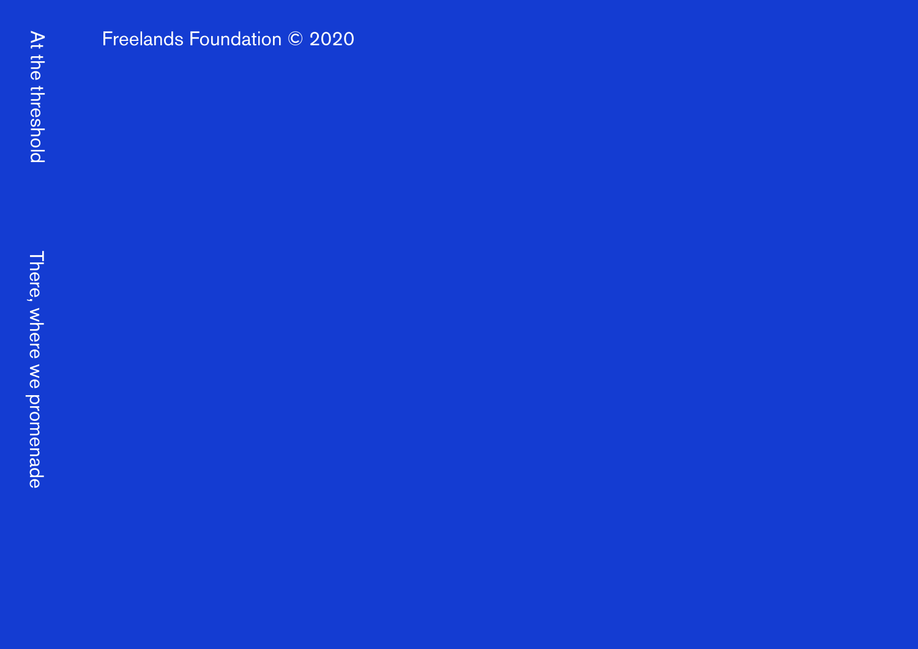Freelands Foundation © 2020